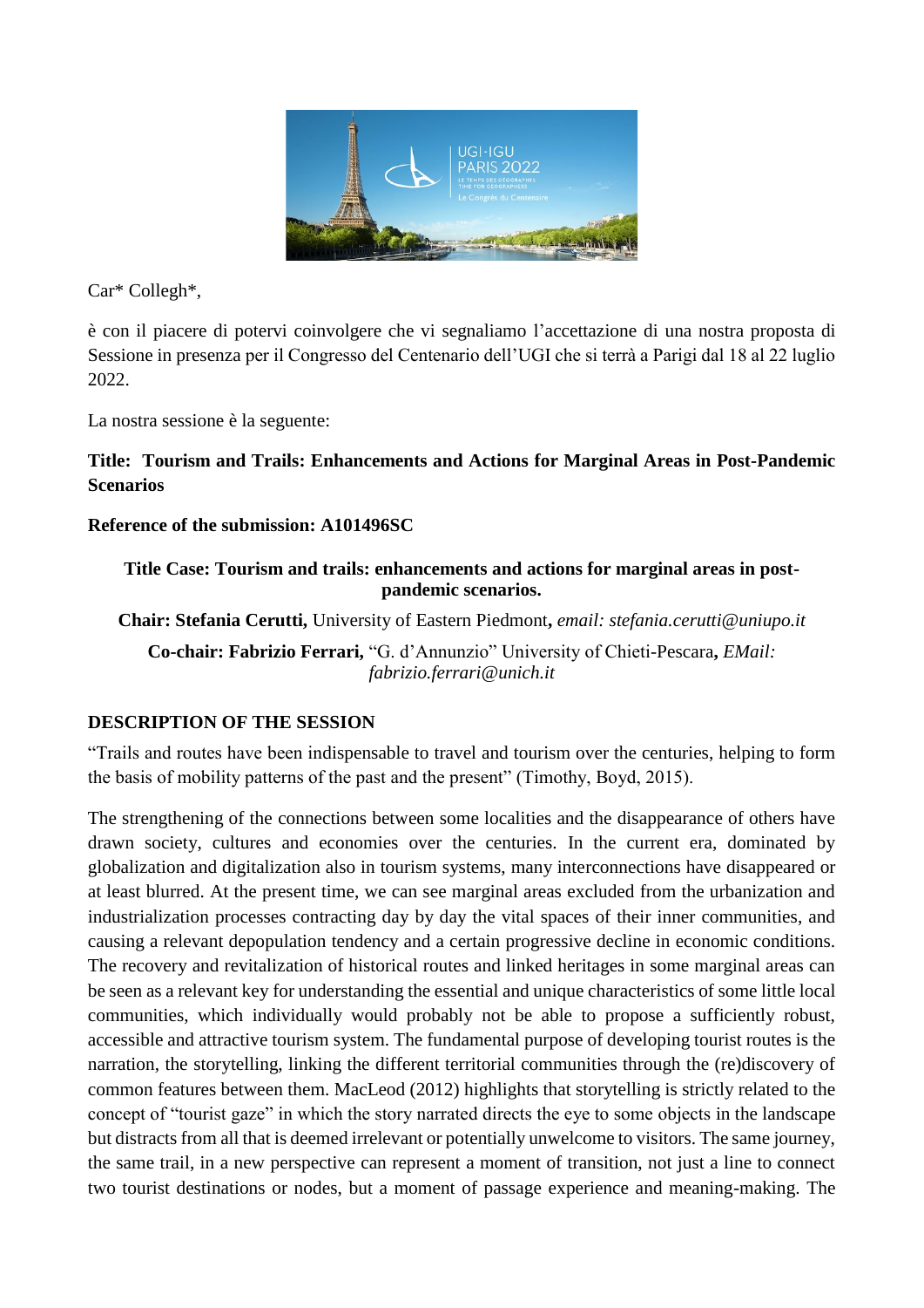Car* Collegh*,

è con il piacere di potervi coinvolgere che vi segnaliamo l'accettazione di una nostra proposta di Sessione in presenza per il Congresso del Centenario dell'UGI che si terrà a Parigi dal 18 al 22 luglio 2022.

La nostra sessione è la seguente:

**Title: Tourism and Trails: Enhancements and Actions for Marginal Areas in Post-Pandemic Scenarios**

**Reference of the submission: A101496SC**

**Title Case: Tourism and trails: enhancements and actions for marginal areas in post-pandemic scenarios.**

**Chair: Stefania Cerutti,** University of Eastern Piedmont**,** *email: stefania.cerutti@uniupo.it*

**Co-chair: Fabrizio Ferrari,** "G. d'Annunzio" University of Chieti-Pescara**,** *EMail: fabrizio.ferrari@unich.it*

## DESCRIPTION OF THE SESSION

"Trails and routes have been indispensable to travel and tourism over the centuries, helping to form the basis of mobility patterns of the past and the present" (Timothy, Boyd, 2015).

The strengthening of the connections between some localities and the disappearance of others have drawn society, cultures and economies over the centuries. In the current era, dominated by globalization and digitalization also in tourism systems, many interconnections have disappeared or at least blurred. At the present time, we can see marginal areas excluded from the urbanization and industrialization processes contracting day by day the vital spaces of their inner communities, and causing a relevant depopulation tendency and a certain progressive decline in economic conditions. The recovery and revitalization of historical routes and linked heritages in some marginal areas can be seen as a relevant key for understanding the essential and unique characteristics of some little local communities, which individually would probably not be able to propose a sufficiently robust, accessible and attractive tourism system. The fundamental purpose of developing tourist routes is the narration, the storytelling, linking the different territorial communities through the (re)discovery of common features between them. MacLeod (2012) highlights that storytelling is strictly related to the concept of "tourist gaze" in which the story narrated directs the eye to some objects in the landscape but distracts from all that is deemed irrelevant or potentially unwelcome to visitors. The same journey, the same trail, in a new perspective can represent a moment of transition, not just a line to connect two tourist destinations or nodes, but a moment of passage experience and meaning-making. The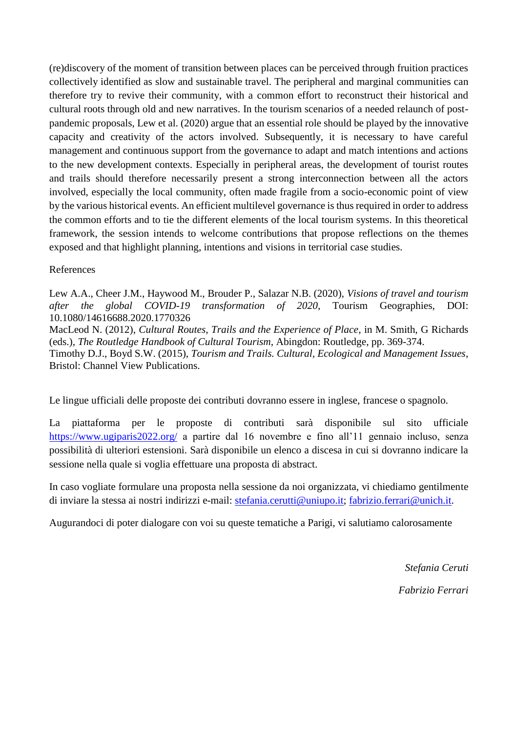(re)discovery of the moment of transition between places can be perceived through fruition practices collectively identified as slow and sustainable travel. The peripheral and marginal communities can therefore try to revive their community, with a common effort to reconstruct their historical and cultural roots through old and new narratives. In the tourism scenarios of a needed relaunch of post-pandemic proposals, Lew et al. (2020) argue that an essential role should be played by the innovative capacity and creativity of the actors involved. Subsequently, it is necessary to have careful management and continuous support from the governance to adapt and match intentions and actions to the new development contexts. Especially in peripheral areas, the development of tourist routes and trails should therefore necessarily present a strong interconnection between all the actors involved, especially the local community, often made fragile from a socio-economic point of view by the various historical events. An efficient multilevel governance is thus required in order to address the common efforts and to tie the different elements of the local tourism systems. In this theoretical framework, the session intends to welcome contributions that propose reflections on the themes exposed and that highlight planning, intentions and visions in territorial case studies.

References

Lew A.A., Cheer J.M., Haywood M., Brouder P., Salazar N.B. (2020), *Visions of travel and tourism after the global COVID-19 transformation of 2020*, Tourism Geographies, DOI: 10.1080/14616688.2020.1770326
MacLeod N. (2012), *Cultural Routes, Trails and the Experience of Place*, in M. Smith, G Richards (eds.), *The Routledge Handbook of Cultural Tourism*, Abingdon: Routledge, pp. 369-374.
Timothy D.J., Boyd S.W. (2015), *Tourism and Trails. Cultural, Ecological and Management Issues*, Bristol: Channel View Publications.

Le lingue ufficiali delle proposte dei contributi dovranno essere in inglese, francese o spagnolo.

La piattaforma per le proposte di contributi sarà disponibile sul sito ufficiale https://www.ugiparis2022.org/ a partire dal 16 novembre e fino all'11 gennaio incluso, senza possibilità di ulteriori estensioni. Sarà disponibile un elenco a discesa in cui si dovranno indicare la sessione nella quale si voglia effettuare una proposta di abstract.

In caso vogliate formulare una proposta nella sessione da noi organizzata, vi chiediamo gentilmente di inviare la stessa ai nostri indirizzi e-mail: stefania.cerutti@uniupo.it; fabrizio.ferrari@unich.it.

Augurandoci di poter dialogare con voi su queste tematiche a Parigi, vi salutiamo calorosamente

*Stefania Ceruti*

*Fabrizio Ferrari*